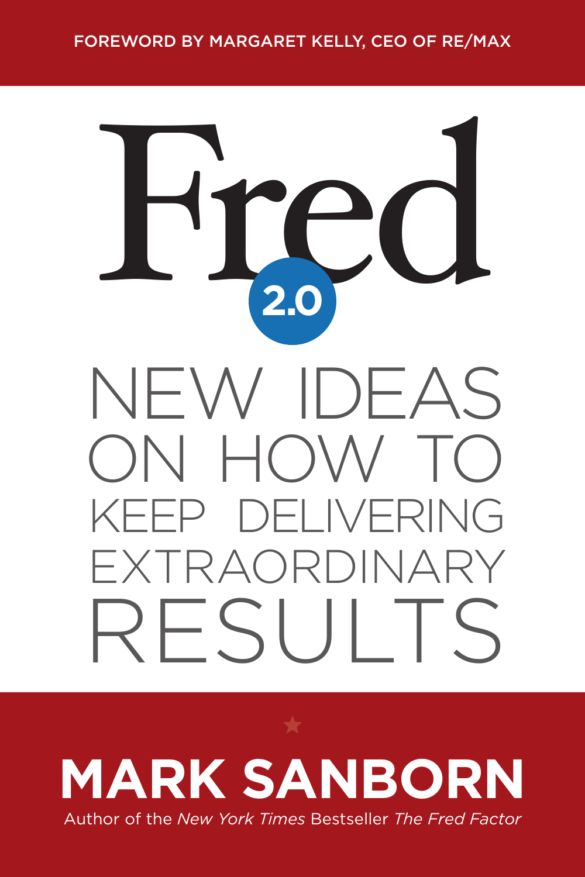FOREWORD BY MARGARET KELLY, CEO OF RE/MAX

# Fred 2.0

## NEW IDEAS ON HOW TO KEEP DELIVERING EXTRAORDINARY RESULTS

**MARK SANBORN**

Author of the *New York Times* Bestseller *The Fred Factor*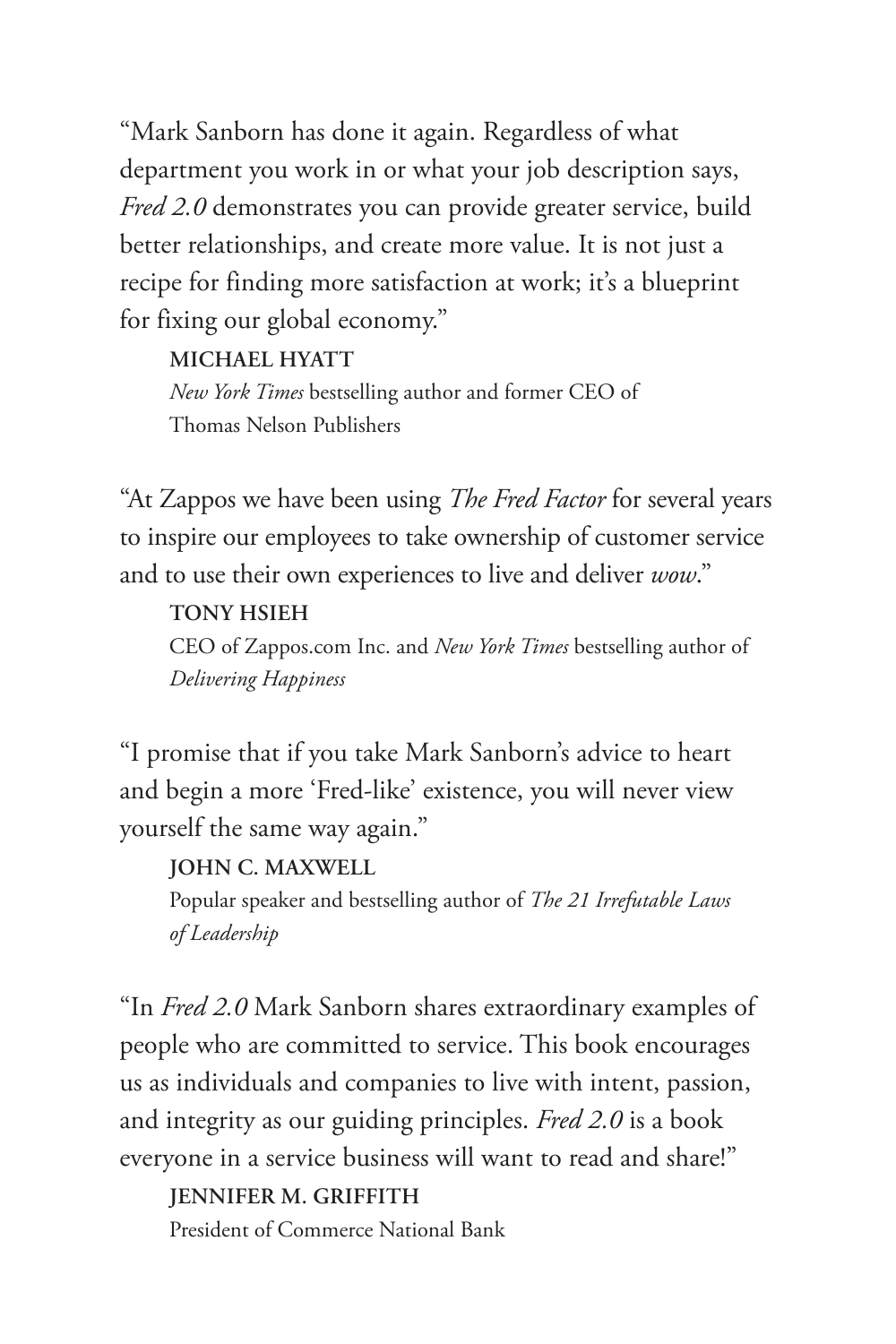"Mark Sanborn has done it again. Regardless of what department you work in or what your job description says, *Fred 2.0* demonstrates you can provide greater service, build better relationships, and create more value. It is not just a recipe for finding more satisfaction at work; it's a blueprint for fixing our global economy."

**MICHAEL HYATT**
*New York Times* bestselling author and former CEO of Thomas Nelson Publishers

"At Zappos we have been using *The Fred Factor* for several years to inspire our employees to take ownership of customer service and to use their own experiences to live and deliver *wow*."

**TONY HSIEH**
CEO of Zappos.com Inc. and *New York Times* bestselling author of *Delivering Happiness*

"I promise that if you take Mark Sanborn's advice to heart and begin a more 'Fred-like' existence, you will never view yourself the same way again."

**JOHN C. MAXWELL**
Popular speaker and bestselling author of *The 21 Irrefutable Laws of Leadership*

"In *Fred 2.0* Mark Sanborn shares extraordinary examples of people who are committed to service. This book encourages us as individuals and companies to live with intent, passion, and integrity as our guiding principles. *Fred 2.0* is a book everyone in a service business will want to read and share!"

**JENNIFER M. GRIFFITH**
President of Commerce National Bank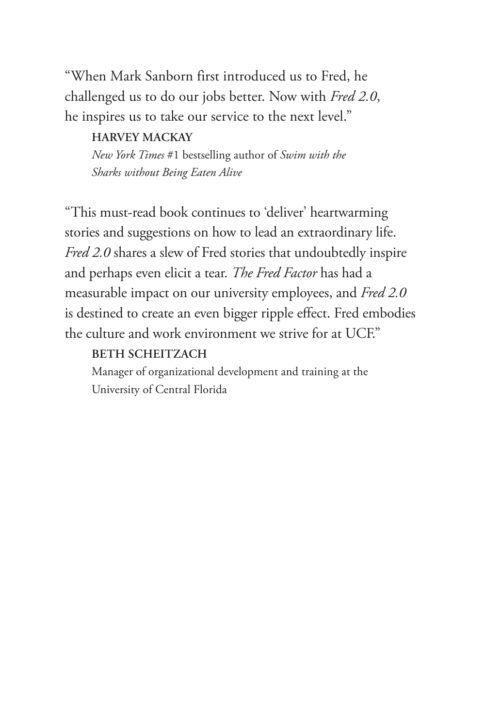“When Mark Sanborn first introduced us to Fred, he challenged us to do our jobs better. Now with *Fred 2.0*, he inspires us to take our service to the next level.”

**HARVEY MACKAY**
*New York Times* #1 bestselling author of *Swim with the Sharks without Being Eaten Alive*

“This must-read book continues to ‘deliver’ heartwarming stories and suggestions on how to lead an extraordinary life. *Fred 2.0* shares a slew of Fred stories that undoubtedly inspire and perhaps even elicit a tear. *The Fred Factor* has had a measurable impact on our university employees, and *Fred 2.0* is destined to create an even bigger ripple effect. Fred embodies the culture and work environment we strive for at UCF.”

**BETH SCHEITZACH**
Manager of organizational development and training at the University of Central Florida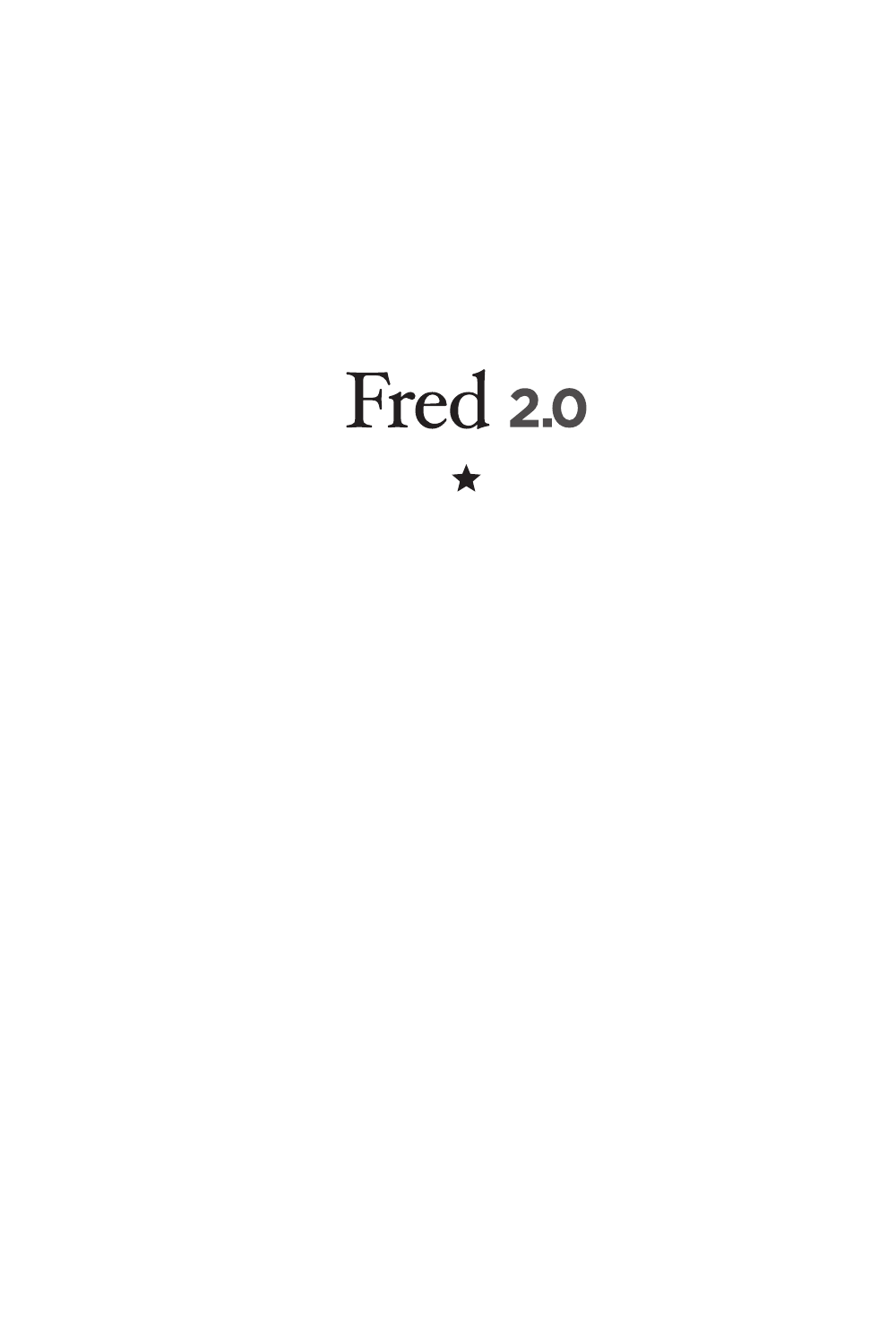# Fred 2.0

★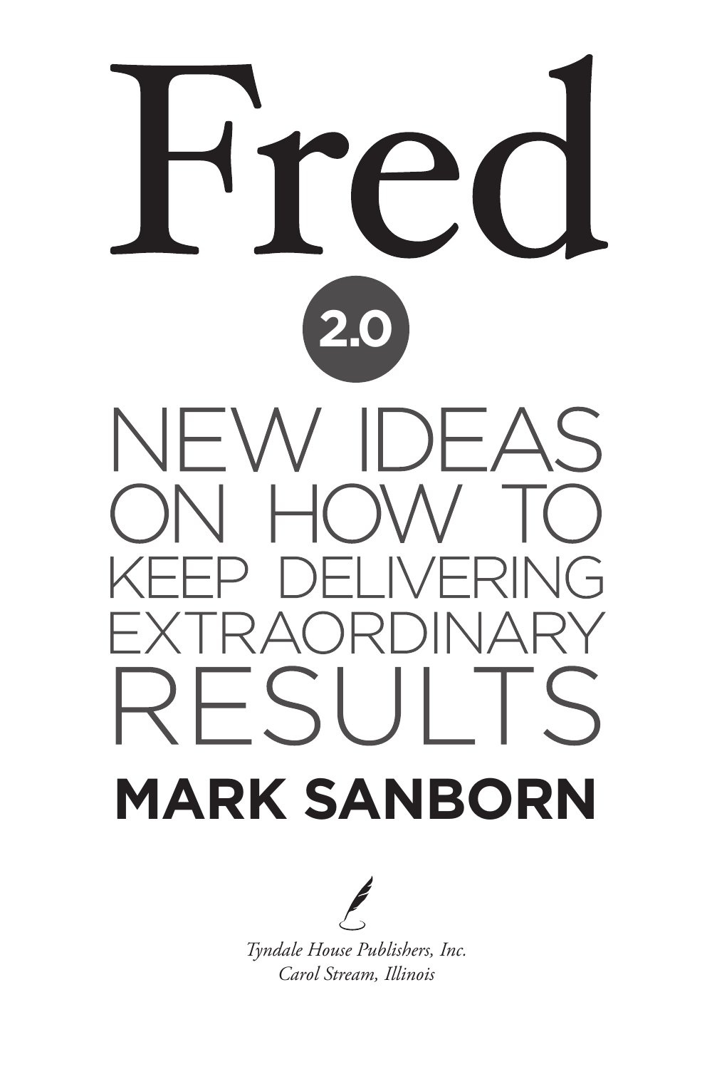# Fred

## 2.0

## NEW IDEAS ON HOW TO KEEP DELIVERING EXTRAORDINARY RESULTS

**MARK SANBORN**

*Tyndale House Publishers, Inc.*
*Carol Stream, Illinois*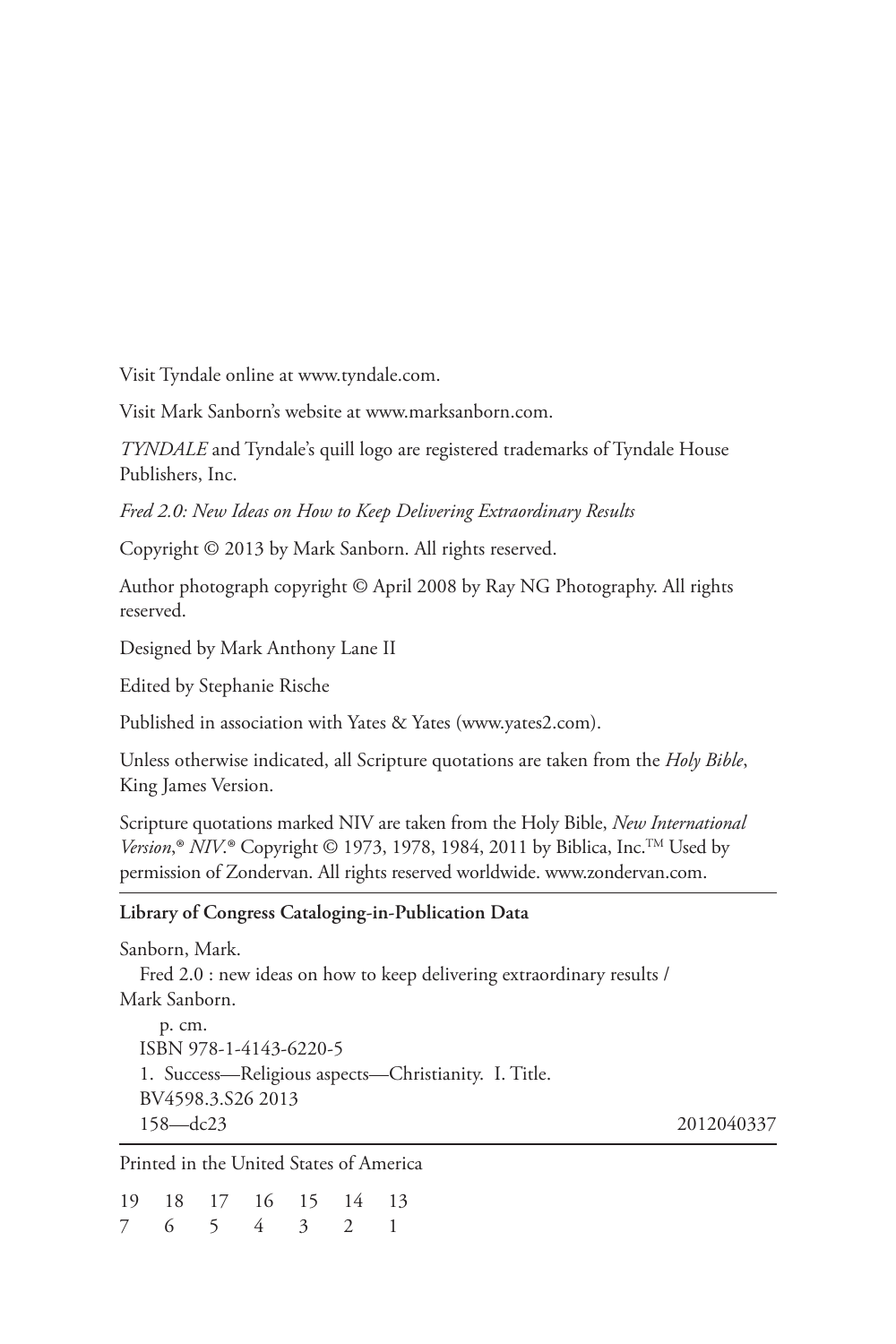Visit Tyndale online at www.tyndale.com.

Visit Mark Sanborn's website at www.marksanborn.com.

*TYNDALE* and Tyndale's quill logo are registered trademarks of Tyndale House Publishers, Inc.

*Fred 2.0: New Ideas on How to Keep Delivering Extraordinary Results*

Copyright © 2013 by Mark Sanborn. All rights reserved.

Author photograph copyright © April 2008 by Ray NG Photography. All rights reserved.

Designed by Mark Anthony Lane II

Edited by Stephanie Rische

Published in association with Yates & Yates (www.yates2.com).

Unless otherwise indicated, all Scripture quotations are taken from the *Holy Bible*, King James Version.

Scripture quotations marked NIV are taken from the Holy Bible, *New International Version*,® *NIV*.® Copyright © 1973, 1978, 1984, 2011 by Biblica, Inc.™ Used by permission of Zondervan. All rights reserved worldwide. www.zondervan.com.

---

**Library of Congress Cataloging-in-Publication Data**

Sanborn, Mark.
Fred 2.0 : new ideas on how to keep delivering extraordinary results / Mark Sanborn.
p. cm.
ISBN 978-1-4143-6220-5
1. Success—Religious aspects—Christianity. I. Title.
BV4598.3.S26 2013
158—dc23 2012040337

---

Printed in the United States of America

19 18 17 16 15 14 13
7 6 5 4 3 2 1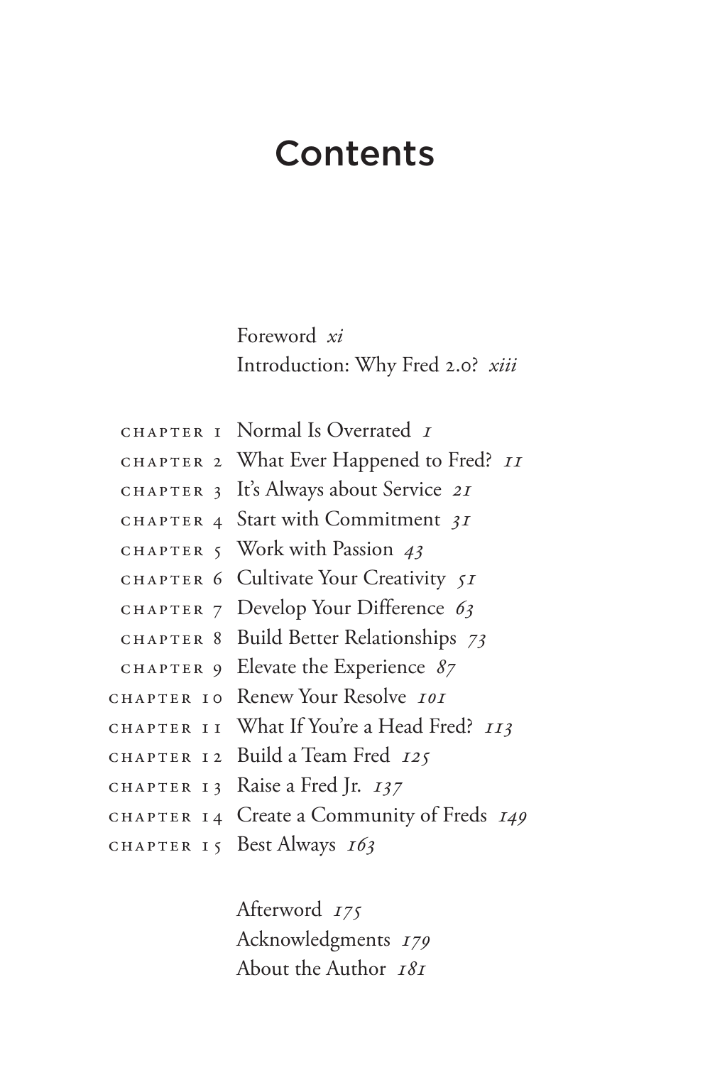# Contents

Foreword *xi*
Introduction: Why Fred 2.0? *xiii*

CHAPTER 1 Normal Is Overrated *1*
CHAPTER 2 What Ever Happened to Fred? *11*
CHAPTER 3 It's Always about Service *21*
CHAPTER 4 Start with Commitment *31*
CHAPTER 5 Work with Passion *43*
CHAPTER 6 Cultivate Your Creativity *51*
CHAPTER 7 Develop Your Difference *63*
CHAPTER 8 Build Better Relationships *73*
CHAPTER 9 Elevate the Experience *87*
CHAPTER 10 Renew Your Resolve *101*
CHAPTER 11 What If You're a Head Fred? *113*
CHAPTER 12 Build a Team Fred *125*
CHAPTER 13 Raise a Fred Jr. *137*
CHAPTER 14 Create a Community of Freds *149*
CHAPTER 15 Best Always *163*

Afterword *175*
Acknowledgments *179*
About the Author *181*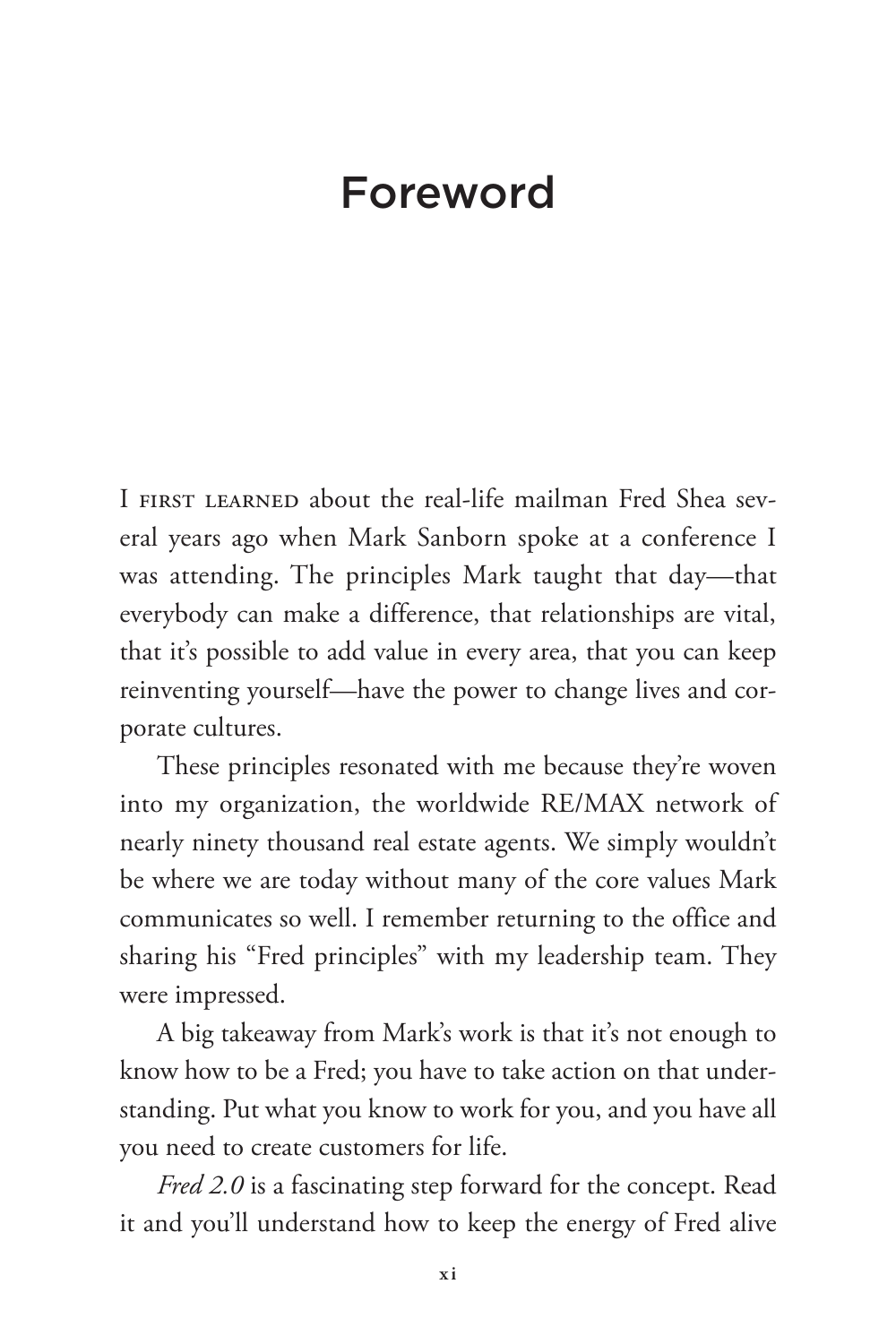# Foreword

I first learned about the real-life mailman Fred Shea several years ago when Mark Sanborn spoke at a conference I was attending. The principles Mark taught that day—that everybody can make a difference, that relationships are vital, that it's possible to add value in every area, that you can keep reinventing yourself—have the power to change lives and corporate cultures.

These principles resonated with me because they're woven into my organization, the worldwide RE/MAX network of nearly ninety thousand real estate agents. We simply wouldn't be where we are today without many of the core values Mark communicates so well. I remember returning to the office and sharing his "Fred principles" with my leadership team. They were impressed.

A big takeaway from Mark's work is that it's not enough to know how to be a Fred; you have to take action on that understanding. Put what you know to work for you, and you have all you need to create customers for life.

*Fred 2.0* is a fascinating step forward for the concept. Read it and you'll understand how to keep the energy of Fred alive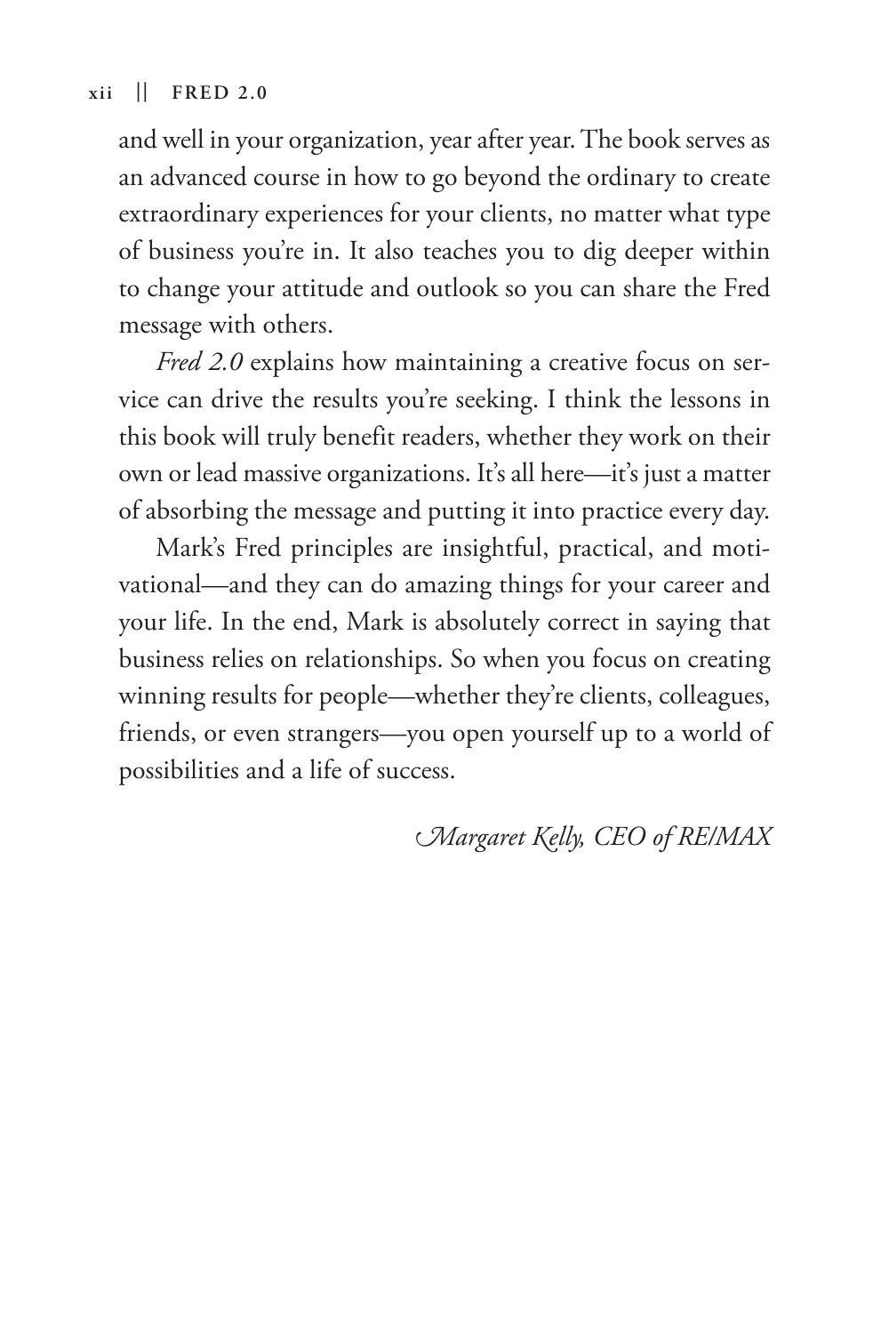and well in your organization, year after year. The book serves as an advanced course in how to go beyond the ordinary to create extraordinary experiences for your clients, no matter what type of business you're in. It also teaches you to dig deeper within to change your attitude and outlook so you can share the Fred message with others.

*Fred 2.0* explains how maintaining a creative focus on service can drive the results you're seeking. I think the lessons in this book will truly benefit readers, whether they work on their own or lead massive organizations. It's all here—it's just a matter of absorbing the message and putting it into practice every day.

Mark's Fred principles are insightful, practical, and motivational—and they can do amazing things for your career and your life. In the end, Mark is absolutely correct in saying that business relies on relationships. So when you focus on creating winning results for people—whether they're clients, colleagues, friends, or even strangers—you open yourself up to a world of possibilities and a life of success.

*Margaret Kelly, CEO of RE/MAX*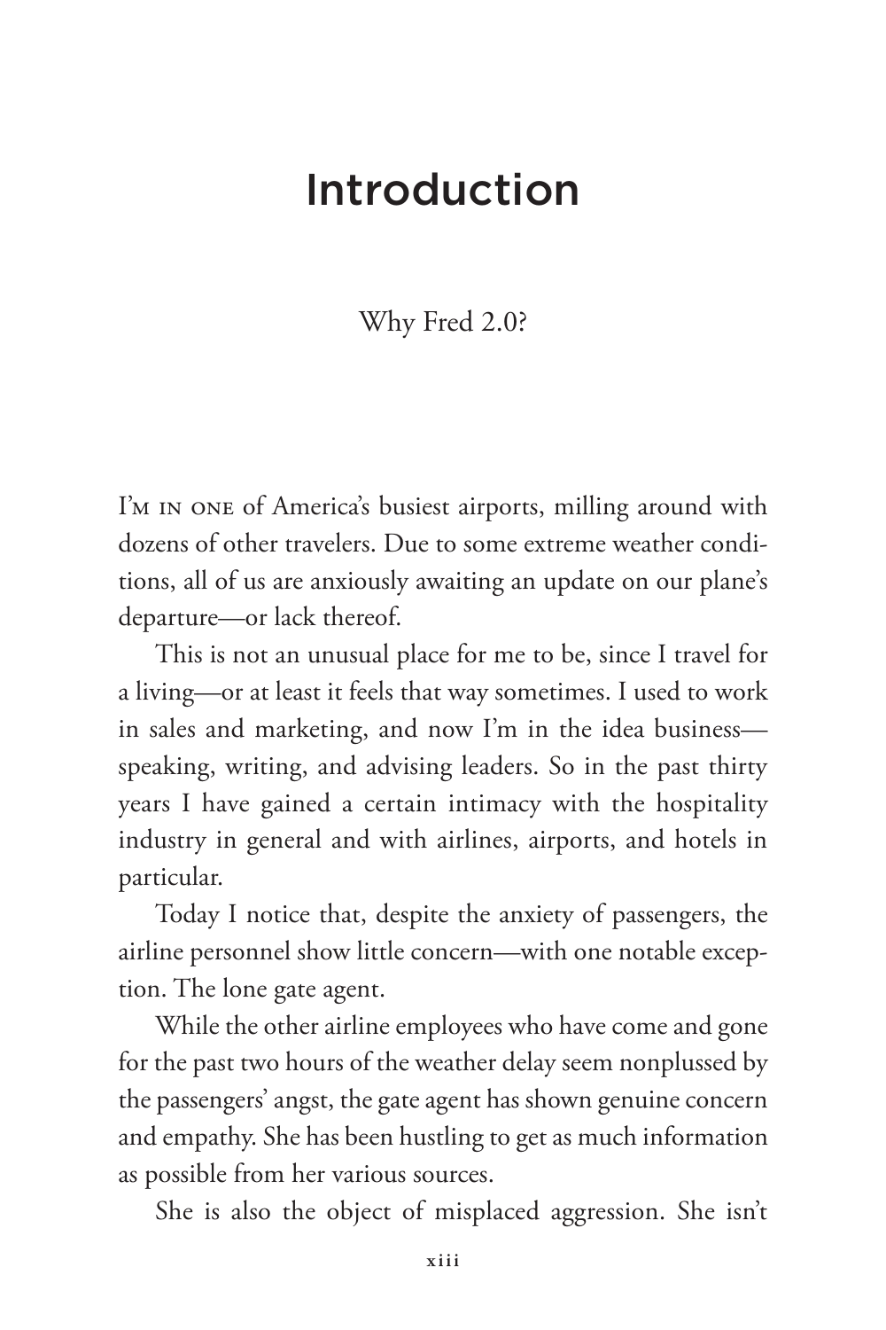# Introduction

## Why Fred 2.0?

I'm in one of America's busiest airports, milling around with dozens of other travelers. Due to some extreme weather conditions, all of us are anxiously awaiting an update on our plane's departure—or lack thereof.

This is not an unusual place for me to be, since I travel for a living—or at least it feels that way sometimes. I used to work in sales and marketing, and now I'm in the idea business—speaking, writing, and advising leaders. So in the past thirty years I have gained a certain intimacy with the hospitality industry in general and with airlines, airports, and hotels in particular.

Today I notice that, despite the anxiety of passengers, the airline personnel show little concern—with one notable exception. The lone gate agent.

While the other airline employees who have come and gone for the past two hours of the weather delay seem nonplussed by the passengers' angst, the gate agent has shown genuine concern and empathy. She has been hustling to get as much information as possible from her various sources.

She is also the object of misplaced aggression. She isn't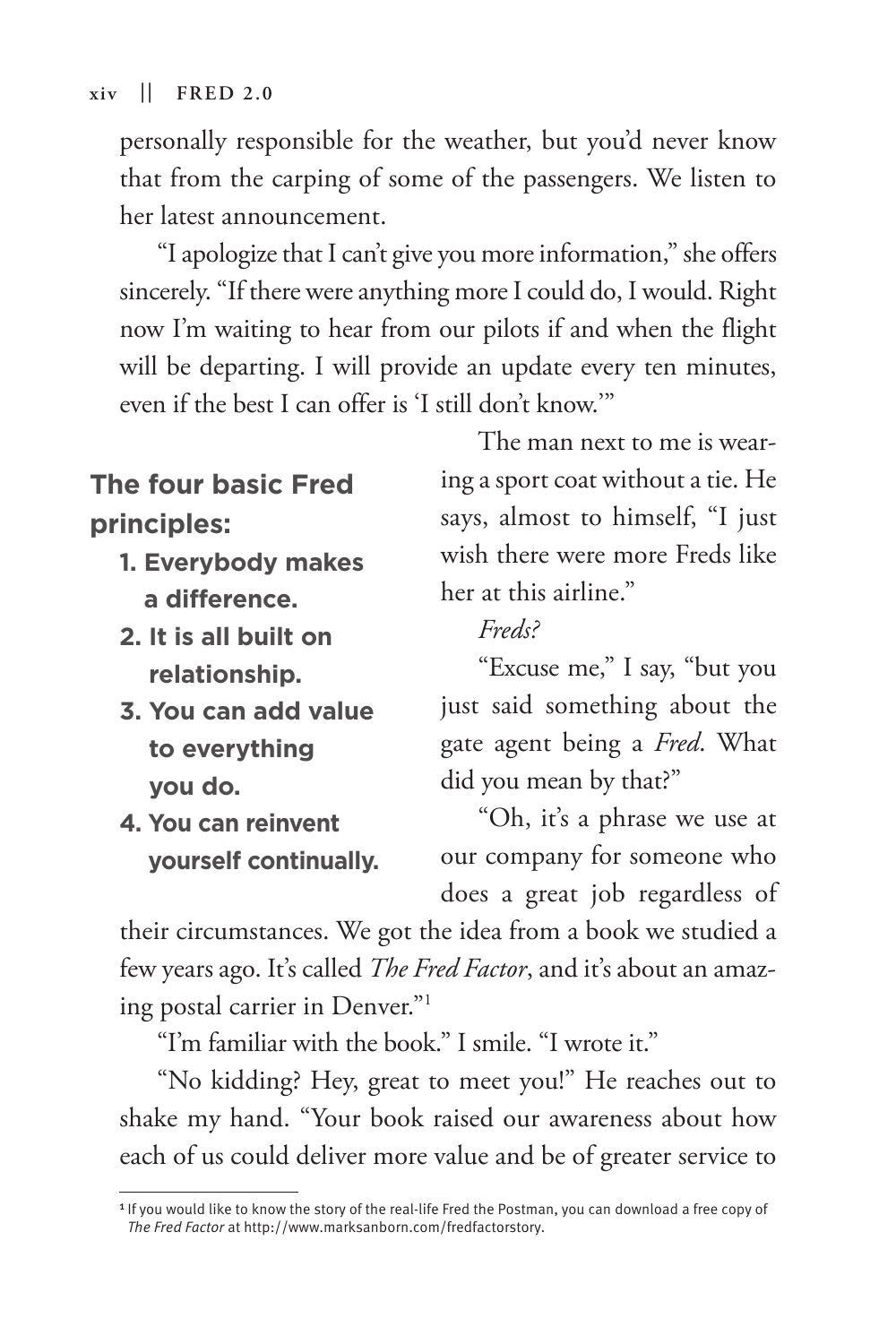personally responsible for the weather, but you'd never know that from the carping of some of the passengers. We listen to her latest announcement.

"I apologize that I can't give you more information," she offers sincerely. "If there were anything more I could do, I would. Right now I'm waiting to hear from our pilots if and when the flight will be departing. I will provide an update every ten minutes, even if the best I can offer is 'I still don't know.'"

The man next to me is wearing a sport coat without a tie. He says, almost to himself, "I just wish there were more Freds like her at this airline."

**The four basic Fred principles:**

1. **Everybody makes a difference.**
2. **It is all built on relationship.**
3. **You can add value to everything you do.**
4. **You can reinvent yourself continually.**

*Freds?*

"Excuse me," I say, "but you just said something about the gate agent being a *Fred*. What did you mean by that?"

"Oh, it's a phrase we use at our company for someone who does a great job regardless of their circumstances. We got the idea from a book we studied a few years ago. It's called *The Fred Factor*, and it's about an amazing postal carrier in Denver."[1]

"I'm familiar with the book." I smile. "I wrote it."

"No kidding? Hey, great to meet you!" He reaches out to shake my hand. "Your book raised our awareness about how each of us could deliver more value and be of greater service to

[1] If you would like to know the story of the real-life Fred the Postman, you can download a free copy of *The Fred Factor* at http://www.marksanborn.com/fredfactorstory.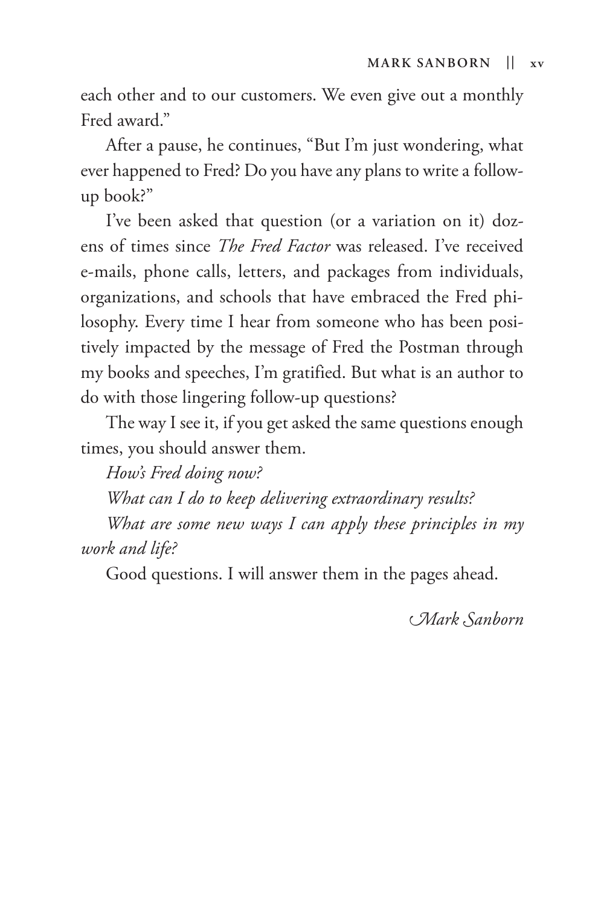each other and to our customers. We even give out a monthly Fred award."

After a pause, he continues, "But I'm just wondering, what ever happened to Fred? Do you have any plans to write a follow-up book?"

I've been asked that question (or a variation on it) dozens of times since *The Fred Factor* was released. I've received e-mails, phone calls, letters, and packages from individuals, organizations, and schools that have embraced the Fred philosophy. Every time I hear from someone who has been positively impacted by the message of Fred the Postman through my books and speeches, I'm gratified. But what is an author to do with those lingering follow-up questions?

The way I see it, if you get asked the same questions enough times, you should answer them.

*How's Fred doing now?*

*What can I do to keep delivering extraordinary results?*

*What are some new ways I can apply these principles in my work and life?*

Good questions. I will answer them in the pages ahead.

*Mark Sanborn*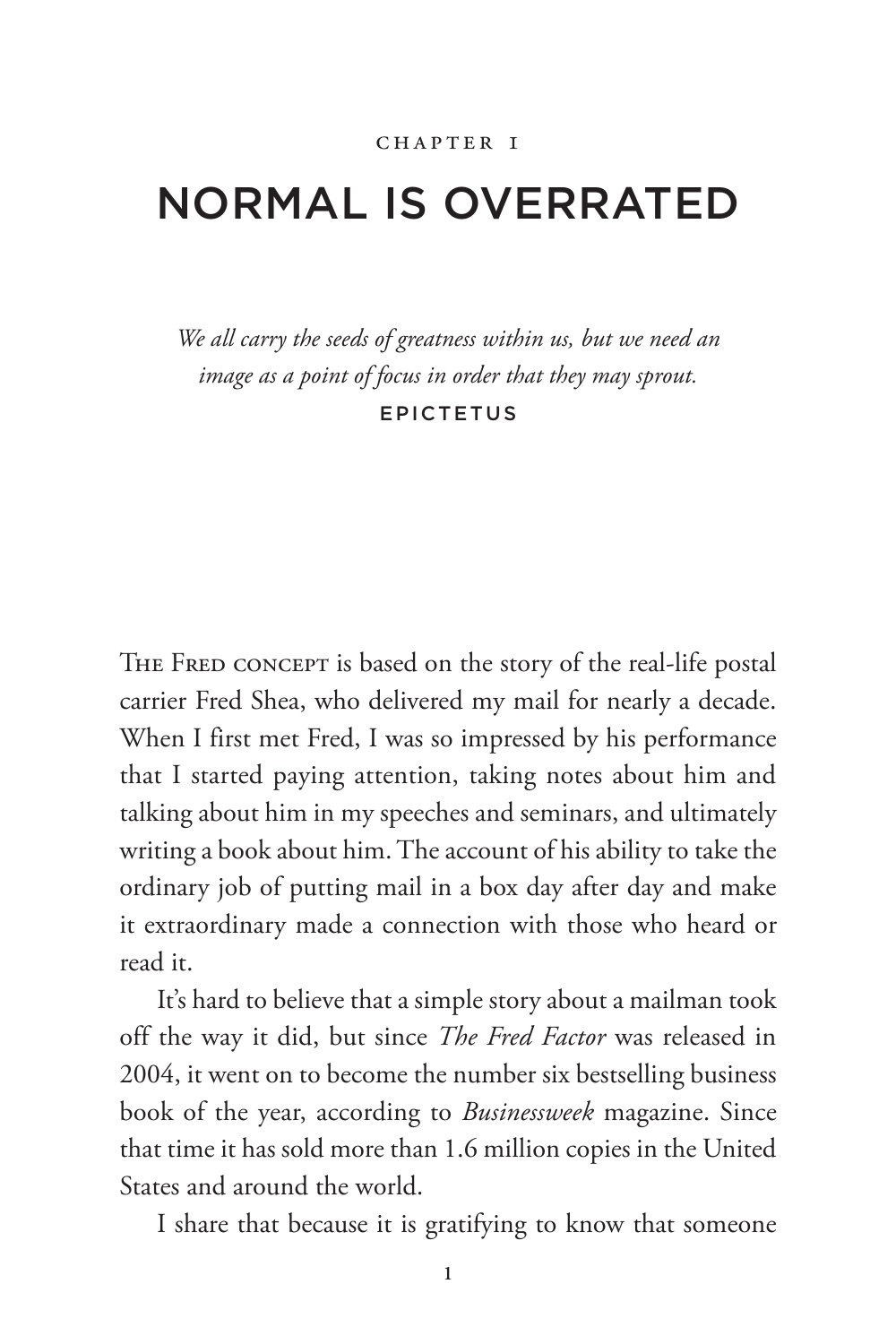CHAPTER 1

# NORMAL IS OVERRATED

*We all carry the seeds of greatness within us, but we need an image as a point of focus in order that they may sprout.*

EPICTETUS

THE FRED CONCEPT is based on the story of the real-life postal carrier Fred Shea, who delivered my mail for nearly a decade. When I first met Fred, I was so impressed by his performance that I started paying attention, taking notes about him and talking about him in my speeches and seminars, and ultimately writing a book about him. The account of his ability to take the ordinary job of putting mail in a box day after day and make it extraordinary made a connection with those who heard or read it.

It's hard to believe that a simple story about a mailman took off the way it did, but since *The Fred Factor* was released in 2004, it went on to become the number six bestselling business book of the year, according to *Businessweek* magazine. Since that time it has sold more than 1.6 million copies in the United States and around the world.

I share that because it is gratifying to know that someone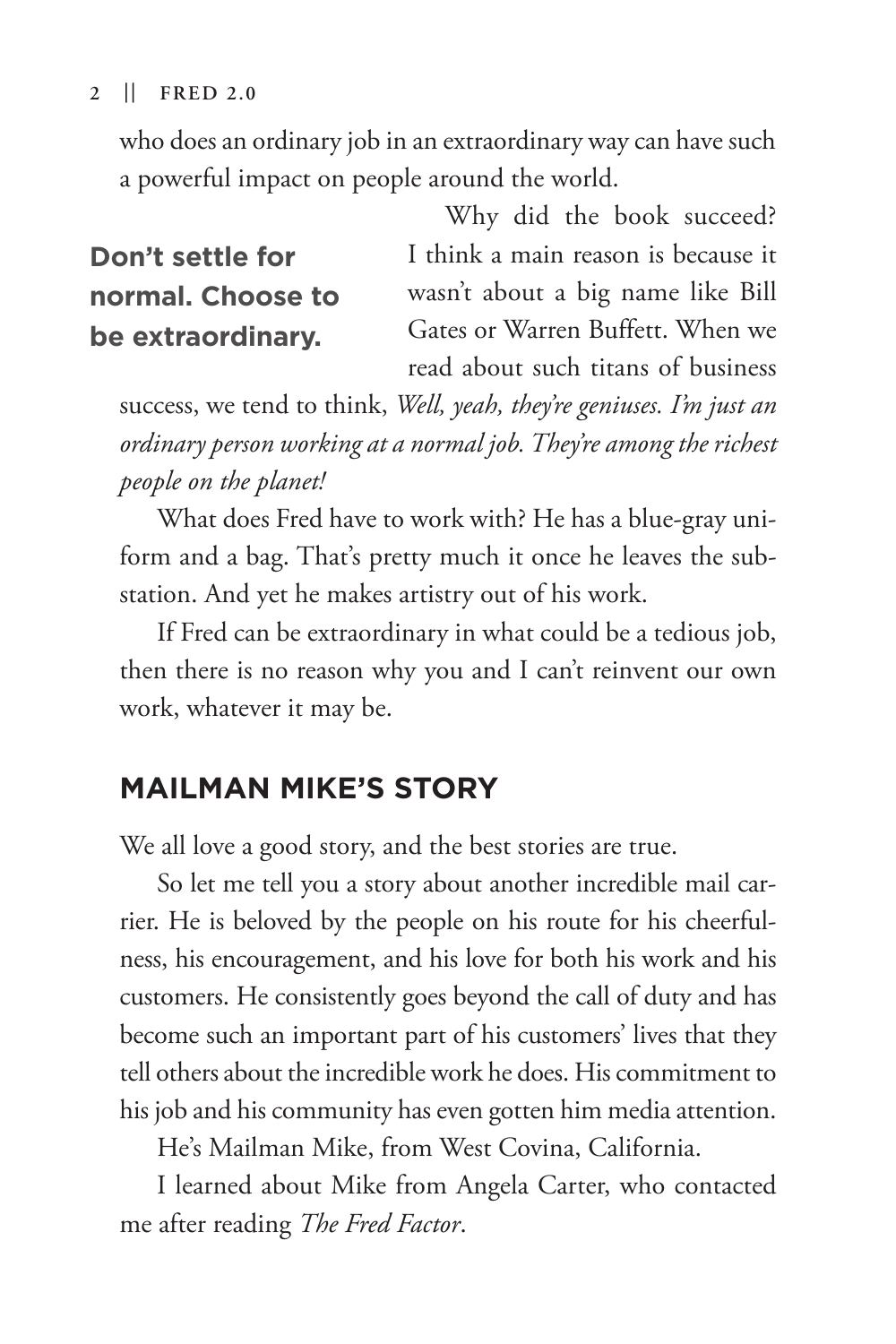who does an ordinary job in an extraordinary way can have such a powerful impact on people around the world.

**Don't settle for normal. Choose to be extraordinary.**

Why did the book succeed? I think a main reason is because it wasn't about a big name like Bill Gates or Warren Buffett. When we read about such titans of business success, we tend to think, *Well, yeah, they're geniuses. I'm just an ordinary person working at a normal job. They're among the richest people on the planet!*

What does Fred have to work with? He has a blue-gray uniform and a bag. That's pretty much it once he leaves the substation. And yet he makes artistry out of his work.

If Fred can be extraordinary in what could be a tedious job, then there is no reason why you and I can't reinvent our own work, whatever it may be.

## MAILMAN MIKE'S STORY

We all love a good story, and the best stories are true.

So let me tell you a story about another incredible mail carrier. He is beloved by the people on his route for his cheerfulness, his encouragement, and his love for both his work and his customers. He consistently goes beyond the call of duty and has become such an important part of his customers' lives that they tell others about the incredible work he does. His commitment to his job and his community has even gotten him media attention.

He's Mailman Mike, from West Covina, California.

I learned about Mike from Angela Carter, who contacted me after reading *The Fred Factor*.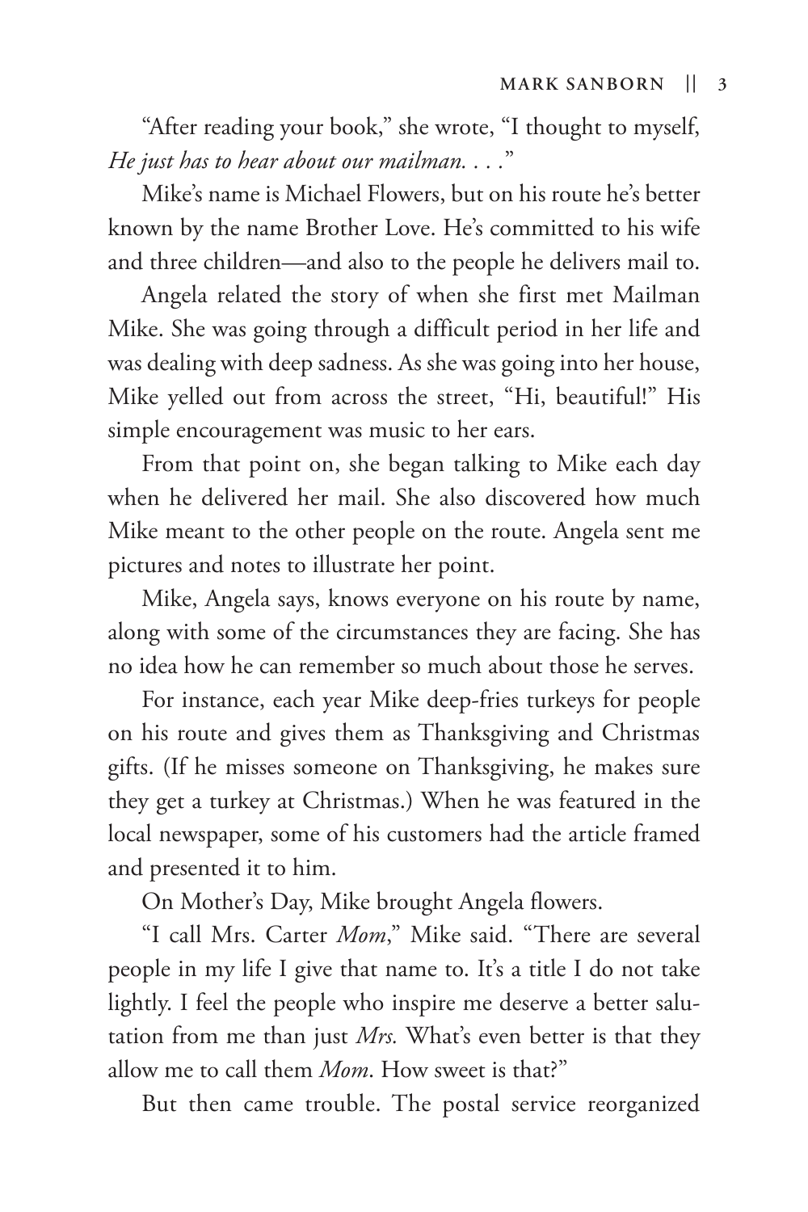"After reading your book," she wrote, "I thought to myself, *He just has to hear about our mailman. . . .*"

Mike's name is Michael Flowers, but on his route he's better known by the name Brother Love. He's committed to his wife and three children—and also to the people he delivers mail to.

Angela related the story of when she first met Mailman Mike. She was going through a difficult period in her life and was dealing with deep sadness. As she was going into her house, Mike yelled out from across the street, "Hi, beautiful!" His simple encouragement was music to her ears.

From that point on, she began talking to Mike each day when he delivered her mail. She also discovered how much Mike meant to the other people on the route. Angela sent me pictures and notes to illustrate her point.

Mike, Angela says, knows everyone on his route by name, along with some of the circumstances they are facing. She has no idea how he can remember so much about those he serves.

For instance, each year Mike deep-fries turkeys for people on his route and gives them as Thanksgiving and Christmas gifts. (If he misses someone on Thanksgiving, he makes sure they get a turkey at Christmas.) When he was featured in the local newspaper, some of his customers had the article framed and presented it to him.

On Mother's Day, Mike brought Angela flowers.

"I call Mrs. Carter *Mom*," Mike said. "There are several people in my life I give that name to. It's a title I do not take lightly. I feel the people who inspire me deserve a better salutation from me than just *Mrs.* What's even better is that they allow me to call them *Mom*. How sweet is that?"

But then came trouble. The postal service reorganized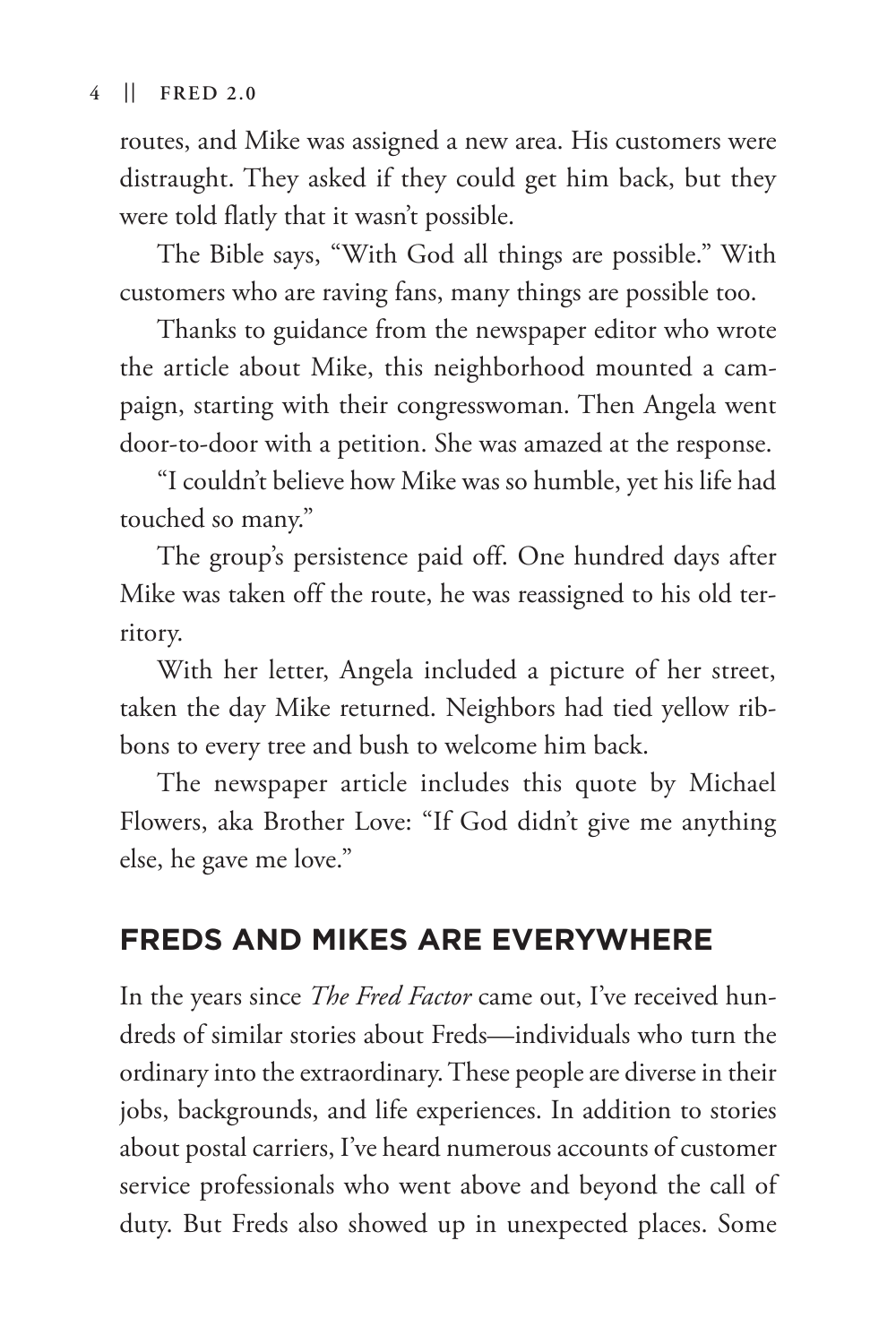routes, and Mike was assigned a new area. His customers were distraught. They asked if they could get him back, but they were told flatly that it wasn't possible.

The Bible says, "With God all things are possible." With customers who are raving fans, many things are possible too.

Thanks to guidance from the newspaper editor who wrote the article about Mike, this neighborhood mounted a campaign, starting with their congresswoman. Then Angela went door-to-door with a petition. She was amazed at the response.

"I couldn't believe how Mike was so humble, yet his life had touched so many."

The group's persistence paid off. One hundred days after Mike was taken off the route, he was reassigned to his old territory.

With her letter, Angela included a picture of her street, taken the day Mike returned. Neighbors had tied yellow ribbons to every tree and bush to welcome him back.

The newspaper article includes this quote by Michael Flowers, aka Brother Love: "If God didn't give me anything else, he gave me love."

## FREDS AND MIKES ARE EVERYWHERE

In the years since *The Fred Factor* came out, I've received hundreds of similar stories about Freds—individuals who turn the ordinary into the extraordinary. These people are diverse in their jobs, backgrounds, and life experiences. In addition to stories about postal carriers, I've heard numerous accounts of customer service professionals who went above and beyond the call of duty. But Freds also showed up in unexpected places. Some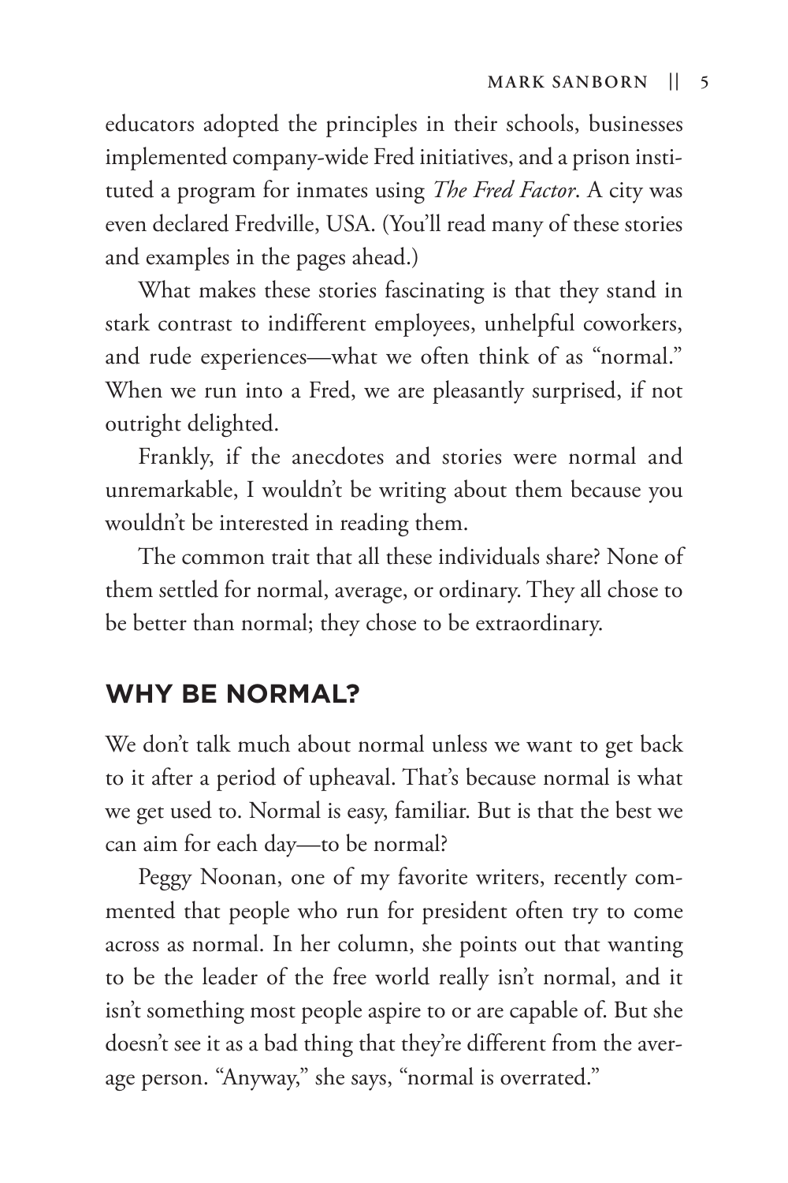educators adopted the principles in their schools, businesses implemented company-wide Fred initiatives, and a prison instituted a program for inmates using *The Fred Factor*. A city was even declared Fredville, USA. (You'll read many of these stories and examples in the pages ahead.)

What makes these stories fascinating is that they stand in stark contrast to indifferent employees, unhelpful coworkers, and rude experiences—what we often think of as "normal." When we run into a Fred, we are pleasantly surprised, if not outright delighted.

Frankly, if the anecdotes and stories were normal and unremarkable, I wouldn't be writing about them because you wouldn't be interested in reading them.

The common trait that all these individuals share? None of them settled for normal, average, or ordinary. They all chose to be better than normal; they chose to be extraordinary.

## WHY BE NORMAL?

We don't talk much about normal unless we want to get back to it after a period of upheaval. That's because normal is what we get used to. Normal is easy, familiar. But is that the best we can aim for each day—to be normal?

Peggy Noonan, one of my favorite writers, recently commented that people who run for president often try to come across as normal. In her column, she points out that wanting to be the leader of the free world really isn't normal, and it isn't something most people aspire to or are capable of. But she doesn't see it as a bad thing that they're different from the average person. "Anyway," she says, "normal is overrated."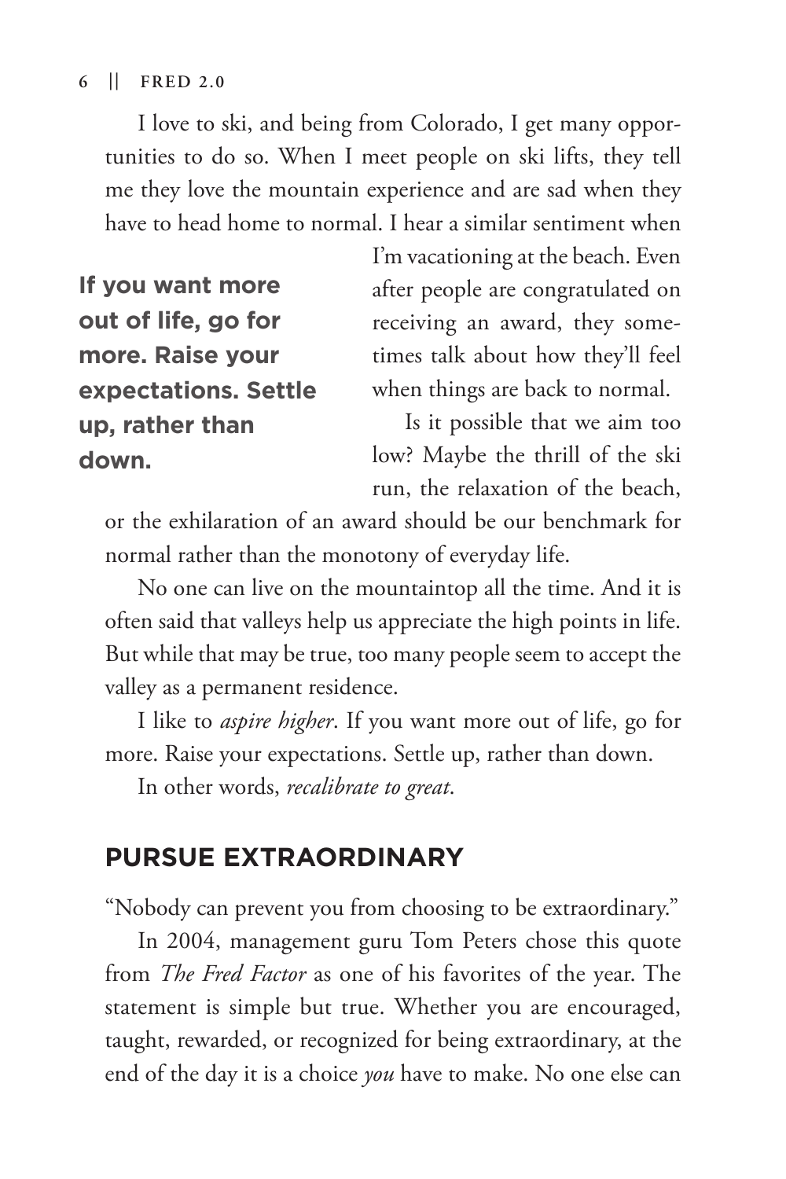I love to ski, and being from Colorado, I get many opportunities to do so. When I meet people on ski lifts, they tell me they love the mountain experience and are sad when they have to head home to normal. I hear a similar sentiment when I'm vacationing at the beach. Even after people are congratulated on receiving an award, they sometimes talk about how they'll feel when things are back to normal.

**If you want more out of life, go for more. Raise your expectations. Settle up, rather than down.**

Is it possible that we aim too low? Maybe the thrill of the ski run, the relaxation of the beach, or the exhilaration of an award should be our benchmark for normal rather than the monotony of everyday life.

No one can live on the mountaintop all the time. And it is often said that valleys help us appreciate the high points in life. But while that may be true, too many people seem to accept the valley as a permanent residence.

I like to *aspire higher*. If you want more out of life, go for more. Raise your expectations. Settle up, rather than down.

In other words, *recalibrate to great*.

## PURSUE EXTRAORDINARY

"Nobody can prevent you from choosing to be extraordinary."

In 2004, management guru Tom Peters chose this quote from *The Fred Factor* as one of his favorites of the year. The statement is simple but true. Whether you are encouraged, taught, rewarded, or recognized for being extraordinary, at the end of the day it is a choice *you* have to make. No one else can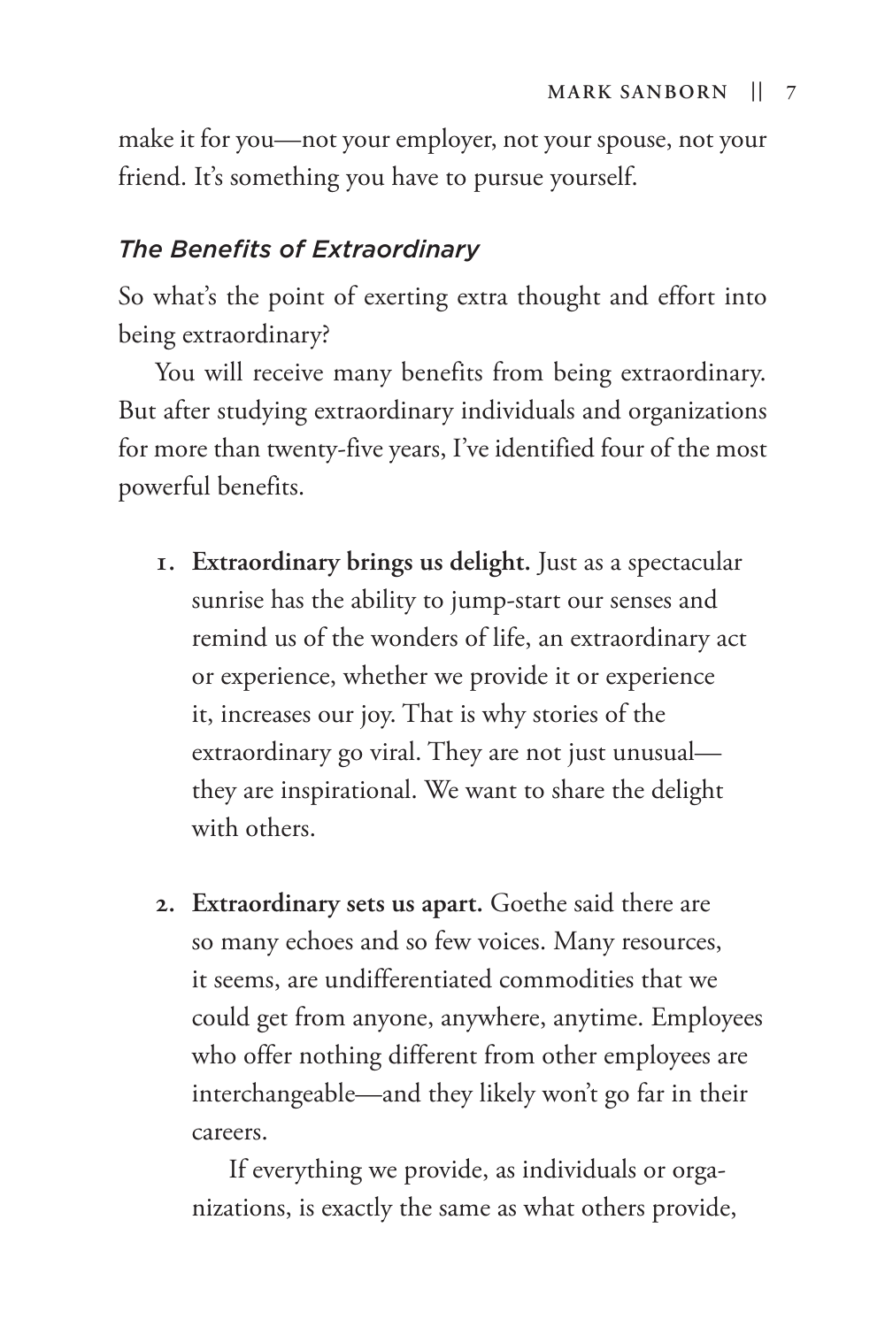make it for you—not your employer, not your spouse, not your friend. It's something you have to pursue yourself.

### *The Benefits of Extraordinary*

So what's the point of exerting extra thought and effort into being extraordinary?

You will receive many benefits from being extraordinary. But after studying extraordinary individuals and organizations for more than twenty-five years, I've identified four of the most powerful benefits.

1. **Extraordinary brings us delight.** Just as a spectacular sunrise has the ability to jump-start our senses and remind us of the wonders of life, an extraordinary act or experience, whether we provide it or experience it, increases our joy. That is why stories of the extraordinary go viral. They are not just unusual—they are inspirational. We want to share the delight with others.

2. **Extraordinary sets us apart.** Goethe said there are so many echoes and so few voices. Many resources, it seems, are undifferentiated commodities that we could get from anyone, anywhere, anytime. Employees who offer nothing different from other employees are interchangeable—and they likely won't go far in their careers.

   If everything we provide, as individuals or organizations, is exactly the same as what others provide,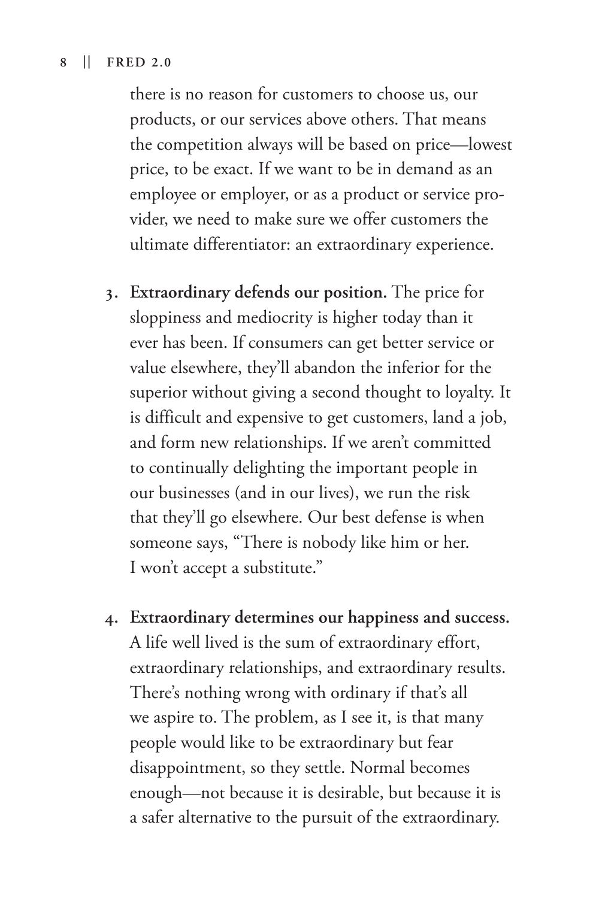there is no reason for customers to choose us, our products, or our services above others. That means the competition always will be based on price—lowest price, to be exact. If we want to be in demand as an employee or employer, or as a product or service provider, we need to make sure we offer customers the ultimate differentiator: an extraordinary experience.

3. **Extraordinary defends our position.** The price for sloppiness and mediocrity is higher today than it ever has been. If consumers can get better service or value elsewhere, they'll abandon the inferior for the superior without giving a second thought to loyalty. It is difficult and expensive to get customers, land a job, and form new relationships. If we aren't committed to continually delighting the important people in our businesses (and in our lives), we run the risk that they'll go elsewhere. Our best defense is when someone says, "There is nobody like him or her. I won't accept a substitute."

4. **Extraordinary determines our happiness and success.** A life well lived is the sum of extraordinary effort, extraordinary relationships, and extraordinary results. There's nothing wrong with ordinary if that's all we aspire to. The problem, as I see it, is that many people would like to be extraordinary but fear disappointment, so they settle. Normal becomes enough—not because it is desirable, but because it is a safer alternative to the pursuit of the extraordinary.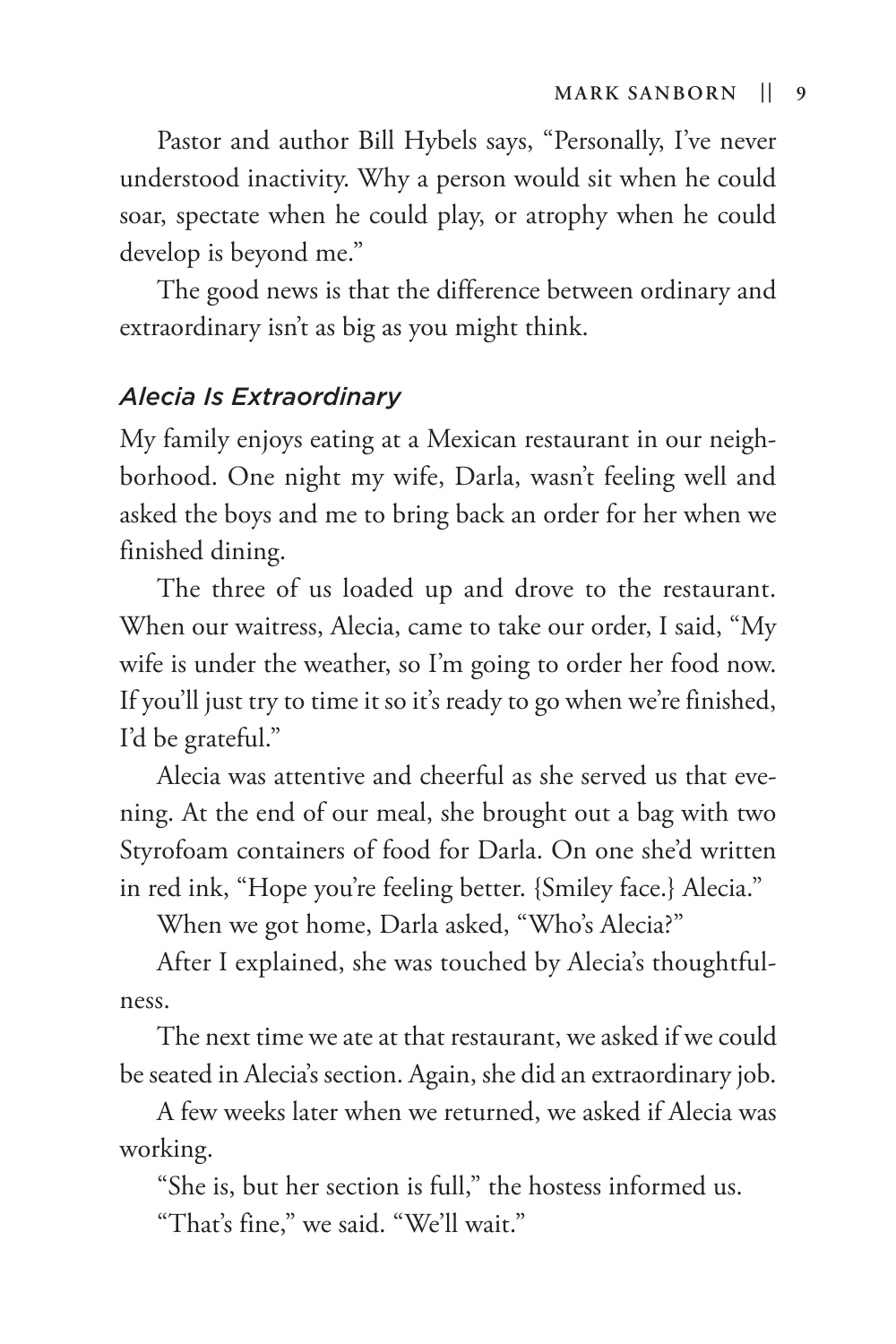Pastor and author Bill Hybels says, "Personally, I've never understood inactivity. Why a person would sit when he could soar, spectate when he could play, or atrophy when he could develop is beyond me."

The good news is that the difference between ordinary and extraordinary isn't as big as you might think.

### *Alecia Is Extraordinary*

My family enjoys eating at a Mexican restaurant in our neighborhood. One night my wife, Darla, wasn't feeling well and asked the boys and me to bring back an order for her when we finished dining.

The three of us loaded up and drove to the restaurant. When our waitress, Alecia, came to take our order, I said, "My wife is under the weather, so I'm going to order her food now. If you'll just try to time it so it's ready to go when we're finished, I'd be grateful."

Alecia was attentive and cheerful as she served us that evening. At the end of our meal, she brought out a bag with two Styrofoam containers of food for Darla. On one she'd written in red ink, "Hope you're feeling better. {Smiley face.} Alecia."

When we got home, Darla asked, "Who's Alecia?"

After I explained, she was touched by Alecia's thoughtfulness.

The next time we ate at that restaurant, we asked if we could be seated in Alecia's section. Again, she did an extraordinary job.

A few weeks later when we returned, we asked if Alecia was working.

"She is, but her section is full," the hostess informed us.

"That's fine," we said. "We'll wait."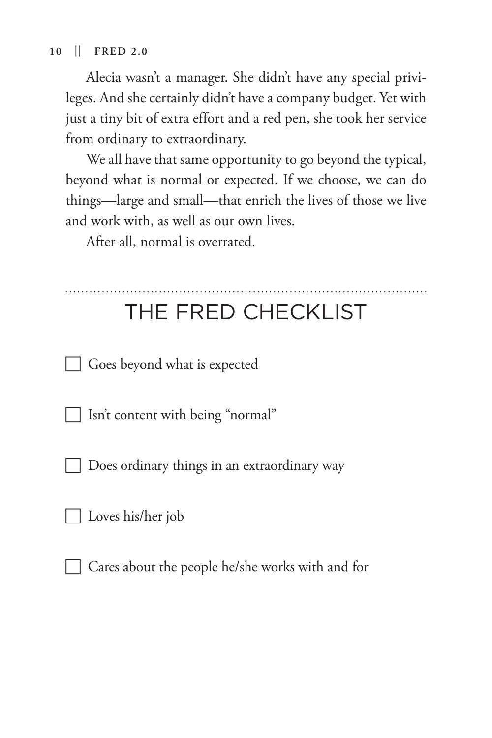Alecia wasn't a manager. She didn't have any special privileges. And she certainly didn't have a company budget. Yet with just a tiny bit of extra effort and a red pen, she took her service from ordinary to extraordinary.

We all have that same opportunity to go beyond the typical, beyond what is normal or expected. If we choose, we can do things—large and small—that enrich the lives of those we live and work with, as well as our own lives.

After all, normal is overrated.

## THE FRED CHECKLIST

- [ ] Goes beyond what is expected
- [ ] Isn't content with being "normal"
- [ ] Does ordinary things in an extraordinary way
- [ ] Loves his/her job
- [ ] Cares about the people he/she works with and for